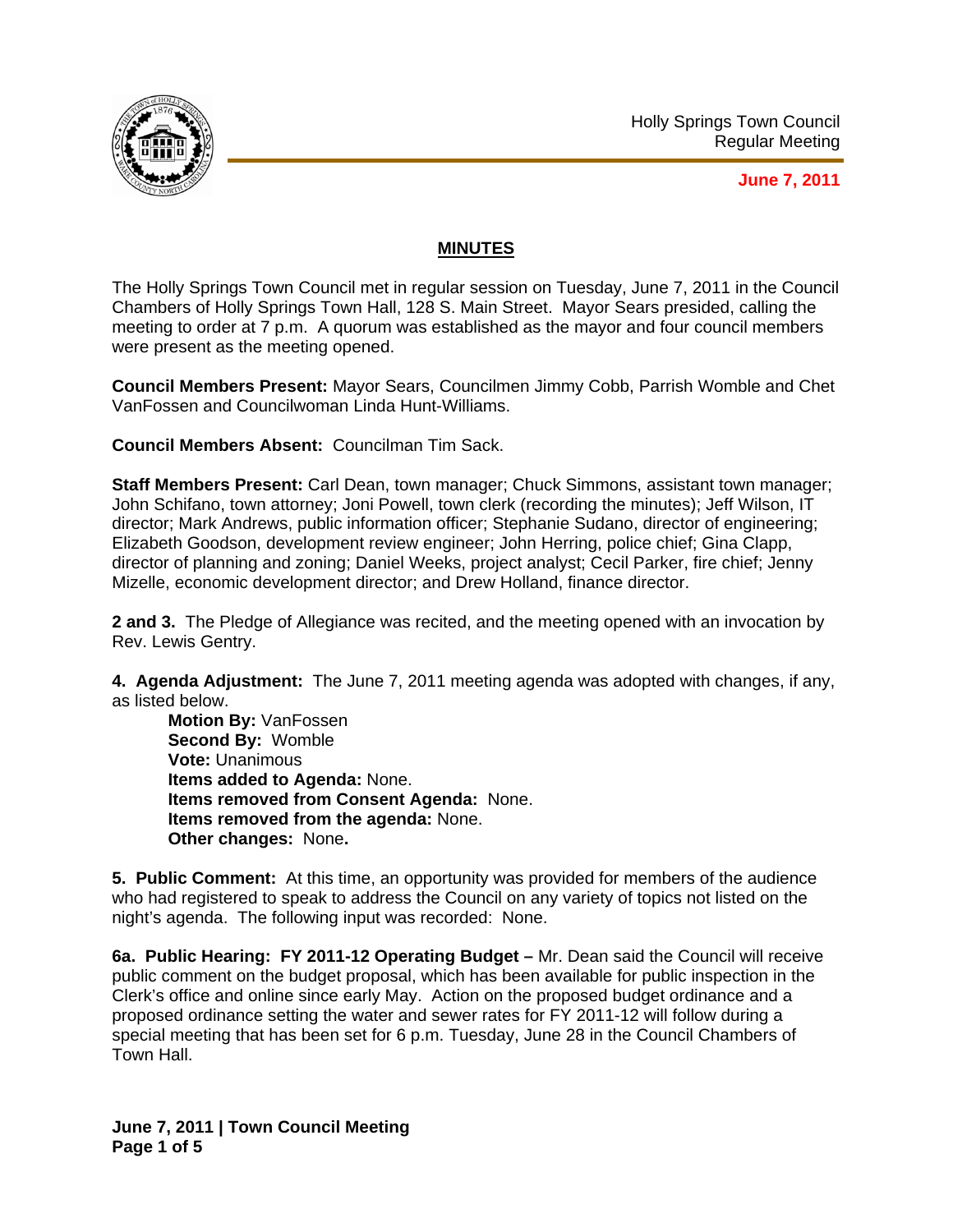Holly Springs Town Council
Regular Meeting

**June 7, 2011**

## MINUTES

The Holly Springs Town Council met in regular session on Tuesday, June 7, 2011 in the Council Chambers of Holly Springs Town Hall, 128 S. Main Street. Mayor Sears presided, calling the meeting to order at 7 p.m. A quorum was established as the mayor and four council members were present as the meeting opened.

**Council Members Present:** Mayor Sears, Councilmen Jimmy Cobb, Parrish Womble and Chet VanFossen and Councilwoman Linda Hunt-Williams.

**Council Members Absent:** Councilman Tim Sack.

**Staff Members Present:** Carl Dean, town manager; Chuck Simmons, assistant town manager; John Schifano, town attorney; Joni Powell, town clerk (recording the minutes); Jeff Wilson, IT director; Mark Andrews, public information officer; Stephanie Sudano, director of engineering; Elizabeth Goodson, development review engineer; John Herring, police chief; Gina Clapp, director of planning and zoning; Daniel Weeks, project analyst; Cecil Parker, fire chief; Jenny Mizelle, economic development director; and Drew Holland, finance director.

**2 and 3.** The Pledge of Allegiance was recited, and the meeting opened with an invocation by Rev. Lewis Gentry.

**4. Agenda Adjustment:** The June 7, 2011 meeting agenda was adopted with changes, if any, as listed below.

> **Motion By:** VanFossen
> **Second By:** Womble
> **Vote:** Unanimous
> **Items added to Agenda:** None.
> **Items removed from Consent Agenda:** None.
> **Items removed from the agenda:** None.
> **Other changes:** None**.**

**5. Public Comment:** At this time, an opportunity was provided for members of the audience who had registered to speak to address the Council on any variety of topics not listed on the night's agenda. The following input was recorded: None.

**6a. Public Hearing: FY 2011-12 Operating Budget –** Mr. Dean said the Council will receive public comment on the budget proposal, which has been available for public inspection in the Clerk's office and online since early May. Action on the proposed budget ordinance and a proposed ordinance setting the water and sewer rates for FY 2011-12 will follow during a special meeting that has been set for 6 p.m. Tuesday, June 28 in the Council Chambers of Town Hall.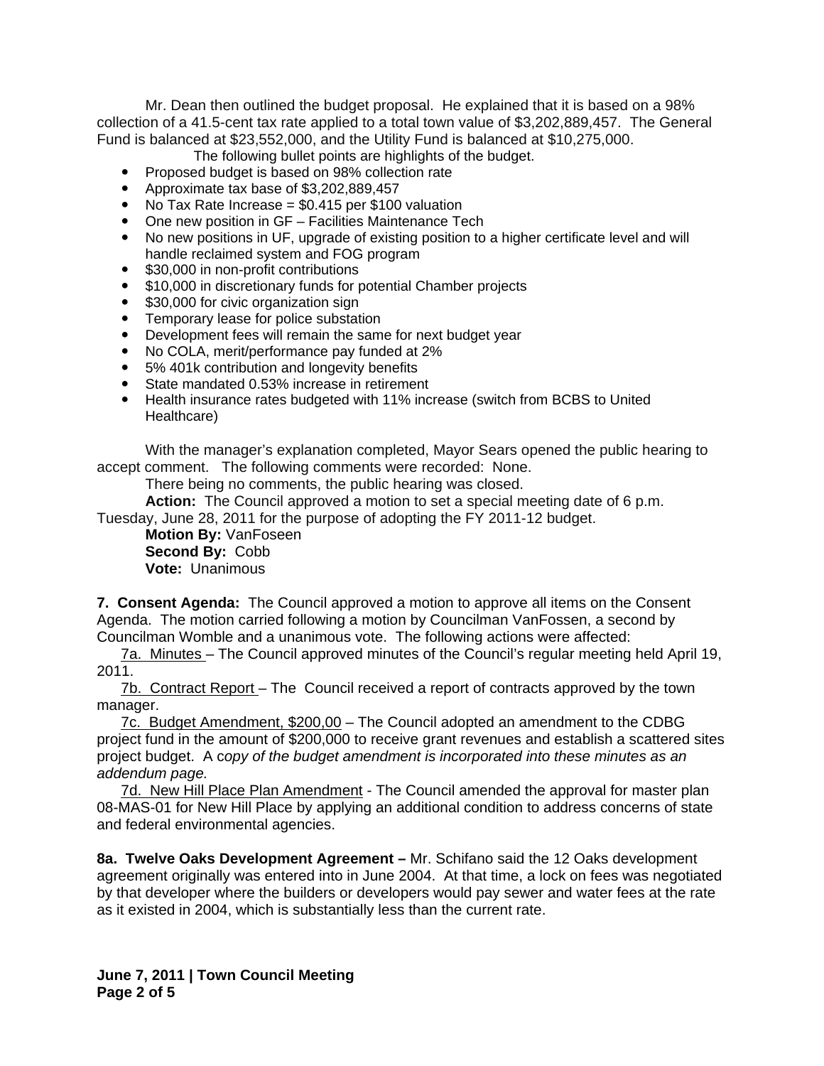Mr. Dean then outlined the budget proposal. He explained that it is based on a 98% collection of a 41.5-cent tax rate applied to a total town value of $3,202,889,457. The General Fund is balanced at $23,552,000, and the Utility Fund is balanced at $10,275,000.

The following bullet points are highlights of the budget.

- Proposed budget is based on 98% collection rate
- Approximate tax base of $3,202,889,457
- No Tax Rate Increase = $0.415 per $100 valuation
- One new position in GF – Facilities Maintenance Tech
- No new positions in UF, upgrade of existing position to a higher certificate level and will handle reclaimed system and FOG program
- $30,000 in non-profit contributions
- $10,000 in discretionary funds for potential Chamber projects
- $30,000 for civic organization sign
- Temporary lease for police substation
- Development fees will remain the same for next budget year
- No COLA, merit/performance pay funded at 2%
- 5% 401k contribution and longevity benefits
- State mandated 0.53% increase in retirement
- Health insurance rates budgeted with 11% increase (switch from BCBS to United Healthcare)

With the manager's explanation completed, Mayor Sears opened the public hearing to accept comment. The following comments were recorded: None.

There being no comments, the public hearing was closed.

**Action:** The Council approved a motion to set a special meeting date of 6 p.m. Tuesday, June 28, 2011 for the purpose of adopting the FY 2011-12 budget.

**Motion By:** VanFoseen
**Second By:** Cobb
**Vote:** Unanimous

**7. Consent Agenda:** The Council approved a motion to approve all items on the Consent Agenda. The motion carried following a motion by Councilman VanFossen, a second by Councilman Womble and a unanimous vote. The following actions were affected:

7a. Minutes – The Council approved minutes of the Council's regular meeting held April 19, 2011.

7b. Contract Report – The Council received a report of contracts approved by the town manager.

7c. Budget Amendment, $200,00 – The Council adopted an amendment to the CDBG project fund in the amount of $200,000 to receive grant revenues and establish a scattered sites project budget. A c*opy of the budget amendment is incorporated into these minutes as an addendum page.*

7d. New Hill Place Plan Amendment - The Council amended the approval for master plan 08-MAS-01 for New Hill Place by applying an additional condition to address concerns of state and federal environmental agencies.

**8a. Twelve Oaks Development Agreement –** Mr. Schifano said the 12 Oaks development agreement originally was entered into in June 2004. At that time, a lock on fees was negotiated by that developer where the builders or developers would pay sewer and water fees at the rate as it existed in 2004, which is substantially less than the current rate.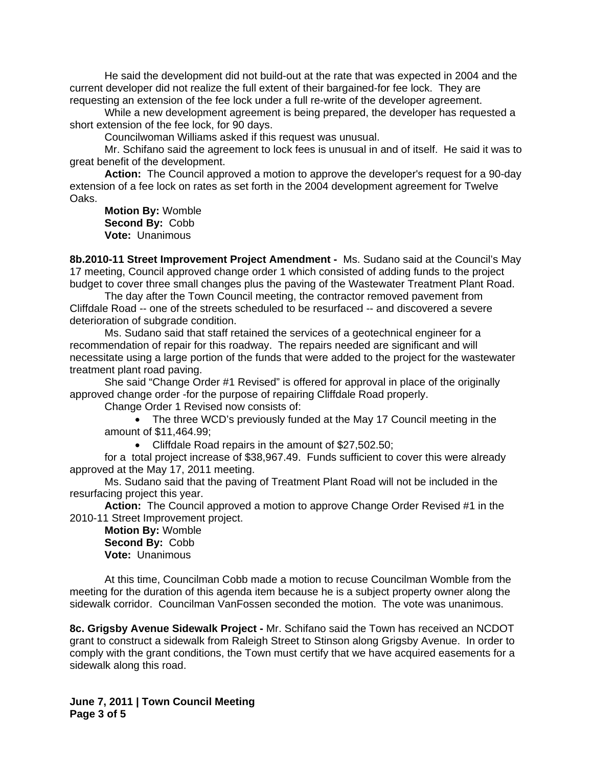He said the development did not build-out at the rate that was expected in 2004 and the current developer did not realize the full extent of their bargained-for fee lock. They are requesting an extension of the fee lock under a full re-write of the developer agreement.

While a new development agreement is being prepared, the developer has requested a short extension of the fee lock, for 90 days.

Councilwoman Williams asked if this request was unusual.

Mr. Schifano said the agreement to lock fees is unusual in and of itself. He said it was to great benefit of the development.

**Action:** The Council approved a motion to approve the developer's request for a 90-day extension of a fee lock on rates as set forth in the 2004 development agreement for Twelve Oaks.

**Motion By:** Womble
**Second By:** Cobb
**Vote:** Unanimous

**8b.2010-11 Street Improvement Project Amendment -** Ms. Sudano said at the Council's May 17 meeting, Council approved change order 1 which consisted of adding funds to the project budget to cover three small changes plus the paving of the Wastewater Treatment Plant Road.

The day after the Town Council meeting, the contractor removed pavement from Cliffdale Road -- one of the streets scheduled to be resurfaced -- and discovered a severe deterioration of subgrade condition.

Ms. Sudano said that staff retained the services of a geotechnical engineer for a recommendation of repair for this roadway. The repairs needed are significant and will necessitate using a large portion of the funds that were added to the project for the wastewater treatment plant road paving.

She said "Change Order #1 Revised" is offered for approval in place of the originally approved change order -for the purpose of repairing Cliffdale Road properly.

Change Order 1 Revised now consists of:

- The three WCD's previously funded at the May 17 Council meeting in the amount of $11,464.99;
- Cliffdale Road repairs in the amount of $27,502.50;

for a total project increase of $38,967.49. Funds sufficient to cover this were already approved at the May 17, 2011 meeting.

Ms. Sudano said that the paving of Treatment Plant Road will not be included in the resurfacing project this year.

**Action:** The Council approved a motion to approve Change Order Revised #1 in the 2010-11 Street Improvement project.

**Motion By:** Womble
**Second By:** Cobb
**Vote:** Unanimous

At this time, Councilman Cobb made a motion to recuse Councilman Womble from the meeting for the duration of this agenda item because he is a subject property owner along the sidewalk corridor. Councilman VanFossen seconded the motion. The vote was unanimous.

**8c. Grigsby Avenue Sidewalk Project -** Mr. Schifano said the Town has received an NCDOT grant to construct a sidewalk from Raleigh Street to Stinson along Grigsby Avenue. In order to comply with the grant conditions, the Town must certify that we have acquired easements for a sidewalk along this road.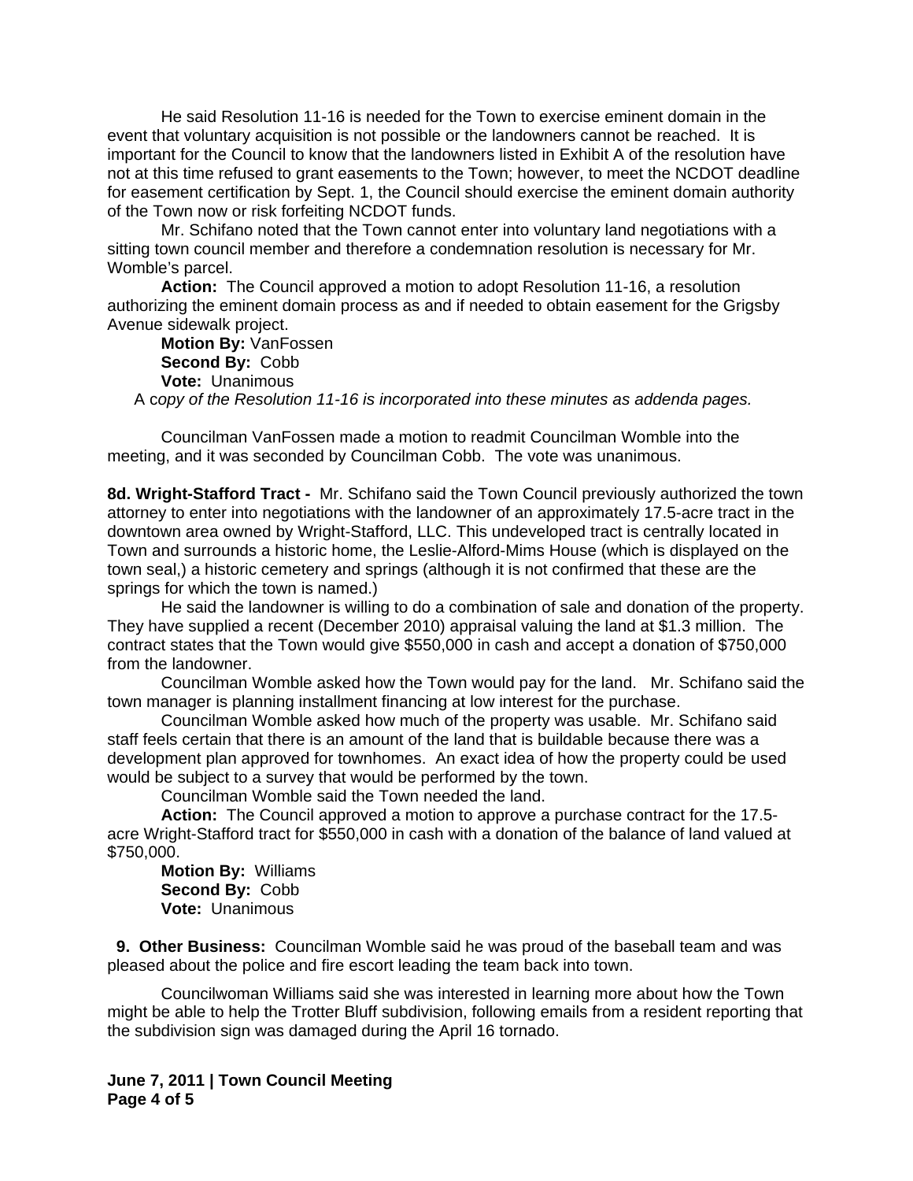He said Resolution 11-16 is needed for the Town to exercise eminent domain in the event that voluntary acquisition is not possible or the landowners cannot be reached. It is important for the Council to know that the landowners listed in Exhibit A of the resolution have not at this time refused to grant easements to the Town; however, to meet the NCDOT deadline for easement certification by Sept. 1, the Council should exercise the eminent domain authority of the Town now or risk forfeiting NCDOT funds.

Mr. Schifano noted that the Town cannot enter into voluntary land negotiations with a sitting town council member and therefore a condemnation resolution is necessary for Mr. Womble's parcel.

**Action:** The Council approved a motion to adopt Resolution 11-16, a resolution authorizing the eminent domain process as and if needed to obtain easement for the Grigsby Avenue sidewalk project.

**Motion By:** VanFossen
**Second By:** Cobb
**Vote:** Unanimous

A c*opy of the Resolution 11-16 is incorporated into these minutes as addenda pages.*

Councilman VanFossen made a motion to readmit Councilman Womble into the meeting, and it was seconded by Councilman Cobb. The vote was unanimous.

**8d. Wright-Stafford Tract -** Mr. Schifano said the Town Council previously authorized the town attorney to enter into negotiations with the landowner of an approximately 17.5-acre tract in the downtown area owned by Wright-Stafford, LLC. This undeveloped tract is centrally located in Town and surrounds a historic home, the Leslie-Alford-Mims House (which is displayed on the town seal,) a historic cemetery and springs (although it is not confirmed that these are the springs for which the town is named.)

He said the landowner is willing to do a combination of sale and donation of the property. They have supplied a recent (December 2010) appraisal valuing the land at $1.3 million. The contract states that the Town would give $550,000 in cash and accept a donation of $750,000 from the landowner.

Councilman Womble asked how the Town would pay for the land. Mr. Schifano said the town manager is planning installment financing at low interest for the purchase.

Councilman Womble asked how much of the property was usable. Mr. Schifano said staff feels certain that there is an amount of the land that is buildable because there was a development plan approved for townhomes. An exact idea of how the property could be used would be subject to a survey that would be performed by the town.

Councilman Womble said the Town needed the land.

**Action:** The Council approved a motion to approve a purchase contract for the 17.5-acre Wright-Stafford tract for $550,000 in cash with a donation of the balance of land valued at $750,000.

**Motion By:** Williams
**Second By:** Cobb
**Vote:** Unanimous

**9. Other Business:** Councilman Womble said he was proud of the baseball team and was pleased about the police and fire escort leading the team back into town.

Councilwoman Williams said she was interested in learning more about how the Town might be able to help the Trotter Bluff subdivision, following emails from a resident reporting that the subdivision sign was damaged during the April 16 tornado.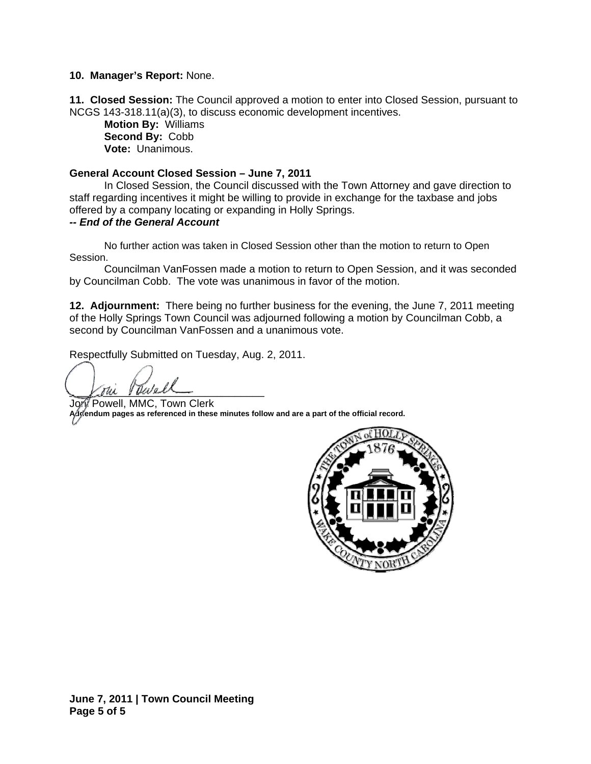**10. Manager's Report:** None.

**11. Closed Session:** The Council approved a motion to enter into Closed Session, pursuant to NCGS 143-318.11(a)(3), to discuss economic development incentives.

**Motion By:** Williams
**Second By:** Cobb
**Vote:** Unanimous.

**General Account Closed Session – June 7, 2011**

In Closed Session, the Council discussed with the Town Attorney and gave direction to staff regarding incentives it might be willing to provide in exchange for the taxbase and jobs offered by a company locating or expanding in Holly Springs.

***-- End of the General Account***

No further action was taken in Closed Session other than the motion to return to Open Session.

Councilman VanFossen made a motion to return to Open Session, and it was seconded by Councilman Cobb. The vote was unanimous in favor of the motion.

**12. Adjournment:** There being no further business for the evening, the June 7, 2011 meeting of the Holly Springs Town Council was adjourned following a motion by Councilman Cobb, a second by Councilman VanFossen and a unanimous vote.

Respectfully Submitted on Tuesday, Aug. 2, 2011.

Joni Powell, MMC, Town Clerk

**Addendum pages as referenced in these minutes follow and are a part of the official record.**